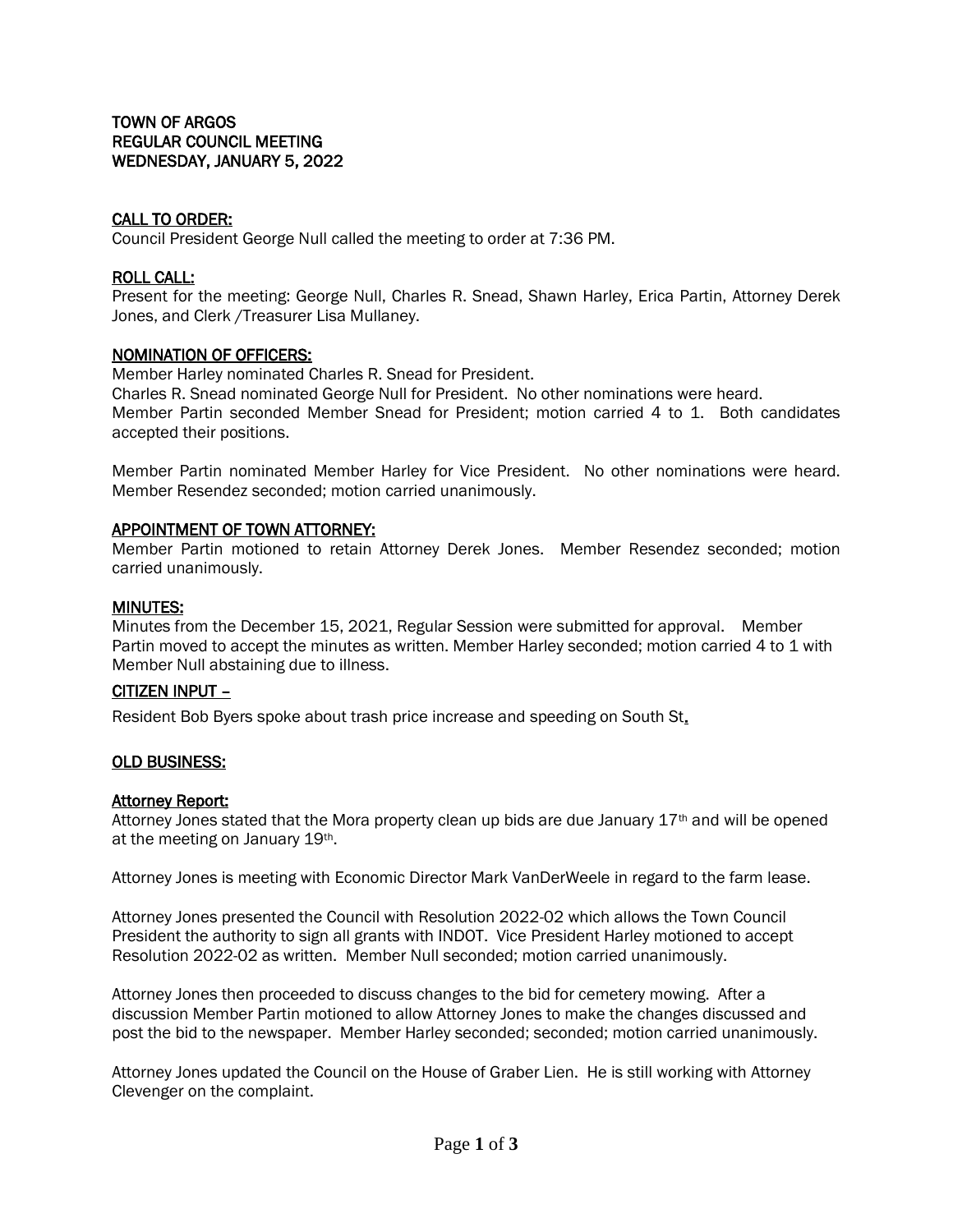# TOWN OF ARGOS
## REGULAR COUNCIL MEETING
## WEDNESDAY, JANUARY 5, 2022

### CALL TO ORDER:

Council President George Null called the meeting to order at 7:36 PM.

### ROLL CALL:

Present for the meeting: George Null, Charles R. Snead, Shawn Harley, Erica Partin, Attorney Derek Jones, and Clerk /Treasurer Lisa Mullaney.

### NOMINATION OF OFFICERS:

Member Harley nominated Charles R. Snead for President.
Charles R. Snead nominated George Null for President. No other nominations were heard.
Member Partin seconded Member Snead for President; motion carried 4 to 1. Both candidates accepted their positions.

Member Partin nominated Member Harley for Vice President. No other nominations were heard. Member Resendez seconded; motion carried unanimously.

### APPOINTMENT OF TOWN ATTORNEY:

Member Partin motioned to retain Attorney Derek Jones. Member Resendez seconded; motion carried unanimously.

### MINUTES:

Minutes from the December 15, 2021, Regular Session were submitted for approval. Member Partin moved to accept the minutes as written. Member Harley seconded; motion carried 4 to 1 with Member Null abstaining due to illness.

### CITIZEN INPUT –

Resident Bob Byers spoke about trash price increase and speeding on South St.

### OLD BUSINESS:

#### Attorney Report:

Attorney Jones stated that the Mora property clean up bids are due January 17th and will be opened at the meeting on January 19th.

Attorney Jones is meeting with Economic Director Mark VanDerWeele in regard to the farm lease.

Attorney Jones presented the Council with Resolution 2022-02 which allows the Town Council President the authority to sign all grants with INDOT. Vice President Harley motioned to accept Resolution 2022-02 as written. Member Null seconded; motion carried unanimously.

Attorney Jones then proceeded to discuss changes to the bid for cemetery mowing. After a discussion Member Partin motioned to allow Attorney Jones to make the changes discussed and post the bid to the newspaper. Member Harley seconded; seconded; motion carried unanimously.

Attorney Jones updated the Council on the House of Graber Lien. He is still working with Attorney Clevenger on the complaint.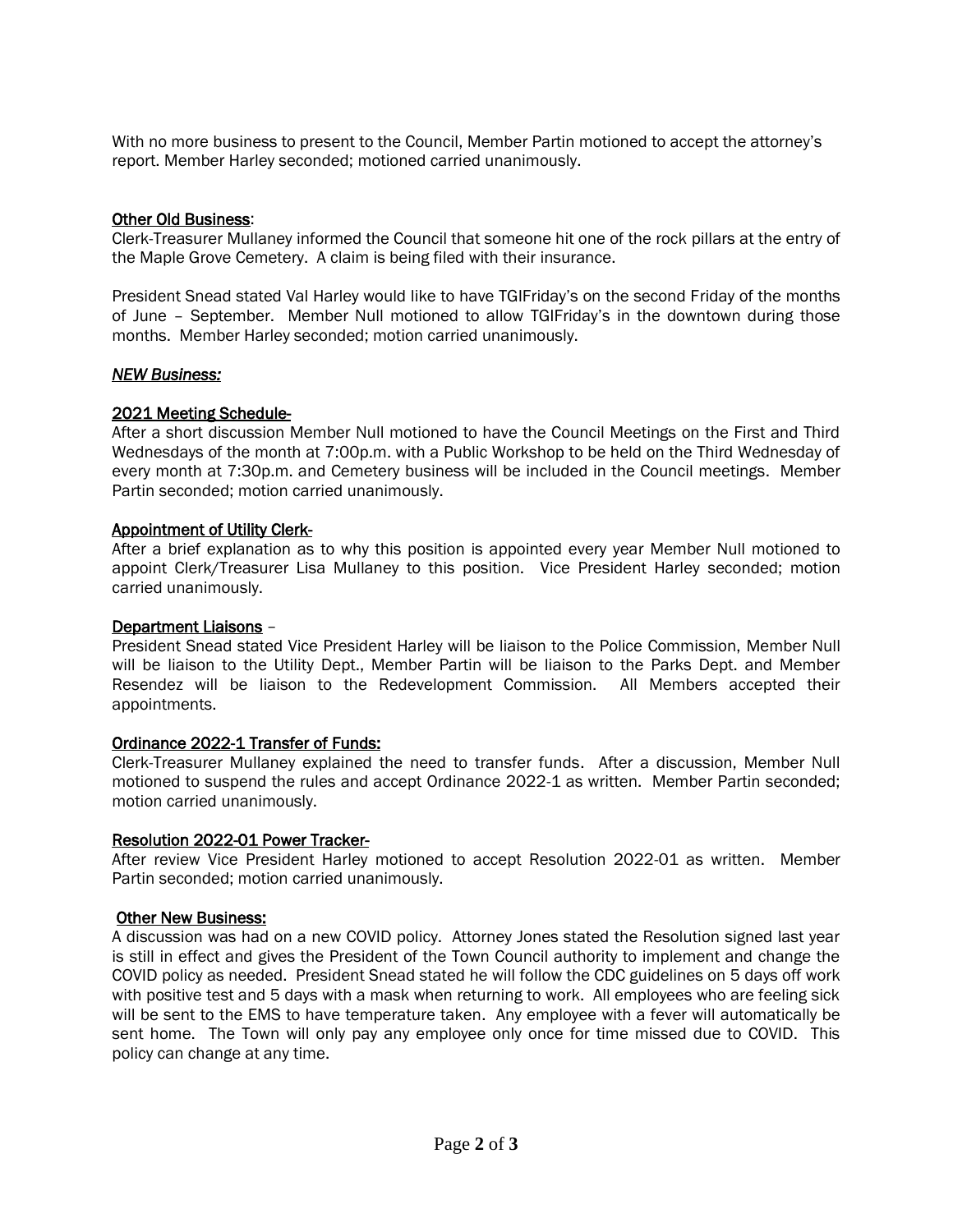With no more business to present to the Council, Member Partin motioned to accept the attorney's report. Member Harley seconded; motioned carried unanimously.

<u>Other Old Business</u>:

Clerk-Treasurer Mullaney informed the Council that someone hit one of the rock pillars at the entry of the Maple Grove Cemetery. A claim is being filed with their insurance.

President Snead stated Val Harley would like to have TGIFriday's on the second Friday of the months of June – September. Member Null motioned to allow TGIFriday's in the downtown during those months. Member Harley seconded; motion carried unanimously.

***<u>NEW Business:</u>***

<u>2021 Meeting Schedule-</u>

After a short discussion Member Null motioned to have the Council Meetings on the First and Third Wednesdays of the month at 7:00p.m. with a Public Workshop to be held on the Third Wednesday of every month at 7:30p.m. and Cemetery business will be included in the Council meetings. Member Partin seconded; motion carried unanimously.

<u>Appointment of Utility Clerk-</u>

After a brief explanation as to why this position is appointed every year Member Null motioned to appoint Clerk/Treasurer Lisa Mullaney to this position. Vice President Harley seconded; motion carried unanimously.

<u>Department Liaisons</u> –

President Snead stated Vice President Harley will be liaison to the Police Commission, Member Null will be liaison to the Utility Dept., Member Partin will be liaison to the Parks Dept. and Member Resendez will be liaison to the Redevelopment Commission. All Members accepted their appointments.

<u>Ordinance 2022-1 Transfer of Funds:</u>

Clerk-Treasurer Mullaney explained the need to transfer funds. After a discussion, Member Null motioned to suspend the rules and accept Ordinance 2022-1 as written. Member Partin seconded; motion carried unanimously.

<u>Resolution 2022-01 Power Tracker-</u>

After review Vice President Harley motioned to accept Resolution 2022-01 as written. Member Partin seconded; motion carried unanimously.

<u>Other New Business:</u>

A discussion was had on a new COVID policy. Attorney Jones stated the Resolution signed last year is still in effect and gives the President of the Town Council authority to implement and change the COVID policy as needed. President Snead stated he will follow the CDC guidelines on 5 days off work with positive test and 5 days with a mask when returning to work. All employees who are feeling sick will be sent to the EMS to have temperature taken. Any employee with a fever will automatically be sent home. The Town will only pay any employee only once for time missed due to COVID. This policy can change at any time.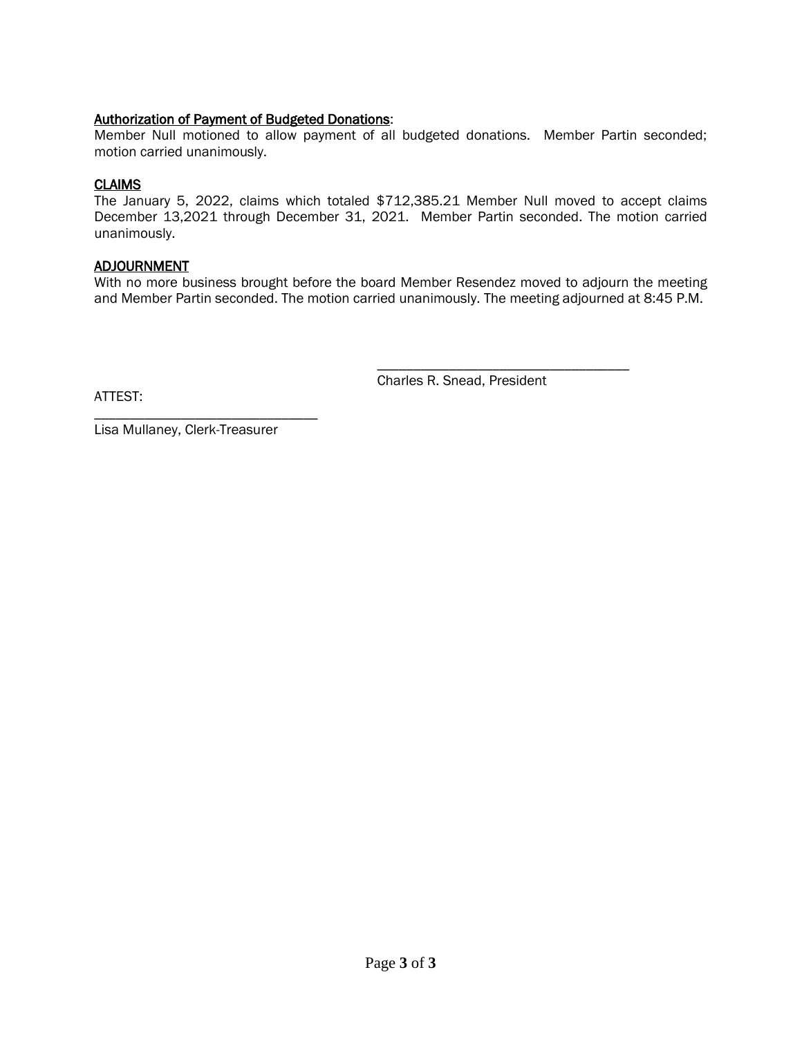**Authorization of Payment of Budgeted Donations**:

Member Null motioned to allow payment of all budgeted donations. Member Partin seconded; motion carried unanimously.

**CLAIMS**

The January 5, 2022, claims which totaled $712,385.21 Member Null moved to accept claims December 13,2021 through December 31, 2021. Member Partin seconded. The motion carried unanimously.

**ADJOURNMENT**

With no more business brought before the board Member Resendez moved to adjourn the meeting and Member Partin seconded. The motion carried unanimously. The meeting adjourned at 8:45 P.M.

___________________________________
Charles R. Snead, President

ATTEST:

______________________________
Lisa Mullaney, Clerk-Treasurer